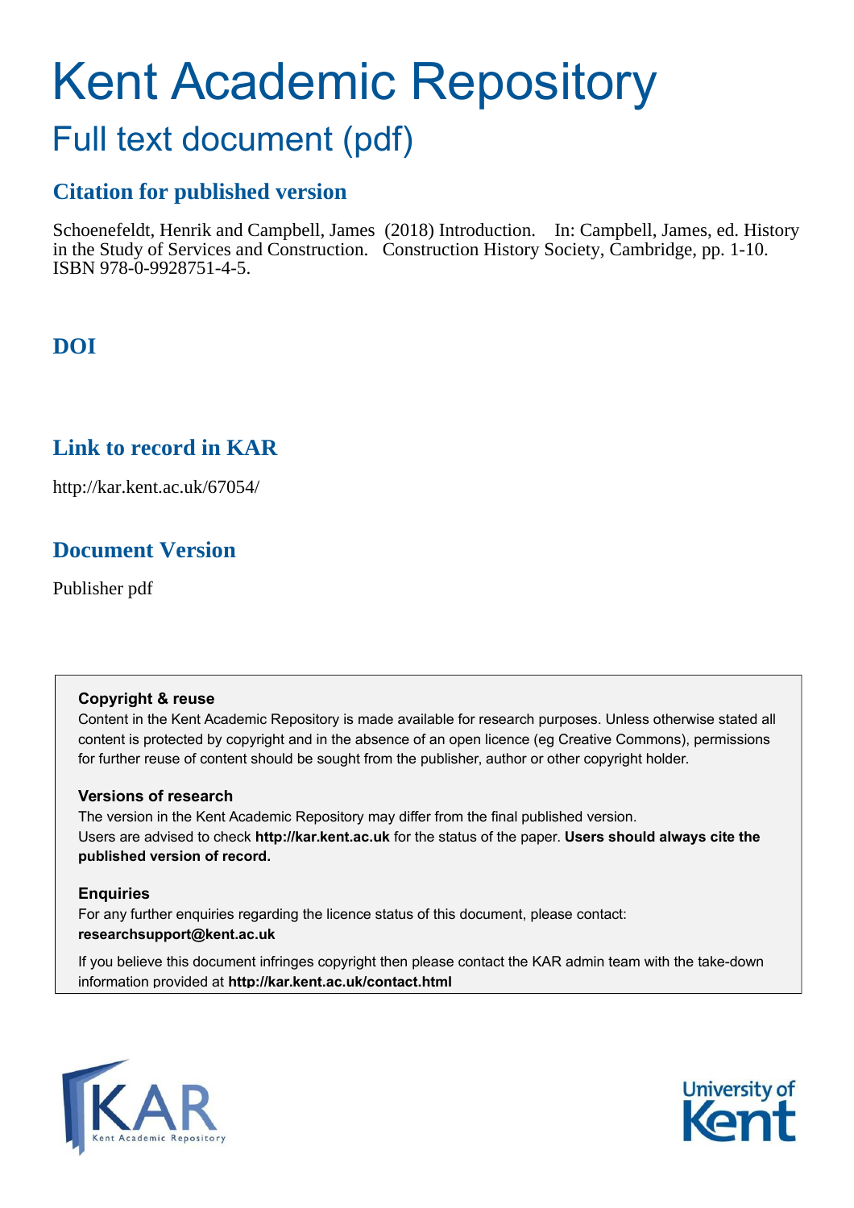# Kent Academic Repository

## Full text document (pdf)

### Citation for published version

Schoenefeldt, Henrik and Campbell, James (2018) Introduction. In: Campbell, James, ed. History in the Study of Services and Construction. Construction History Society, Cambridge, pp. 1-10. ISBN 978-0-9928751-4-5.

### DOI

### Link to record in KAR

http://kar.kent.ac.uk/67054/

### Document Version

Publisher pdf

**Copyright & reuse**

Content in the Kent Academic Repository is made available for research purposes. Unless otherwise stated all content is protected by copyright and in the absence of an open licence (eg Creative Commons), permissions for further reuse of content should be sought from the publisher, author or other copyright holder.

**Versions of research**

The version in the Kent Academic Repository may differ from the final published version. Users are advised to check **http://kar.kent.ac.uk** for the status of the paper. **Users should always cite the published version of record.**

**Enquiries**

For any further enquiries regarding the licence status of this document, please contact: **researchsupport@kent.ac.uk**

If you believe this document infringes copyright then please contact the KAR admin team with the take-down information provided at **http://kar.kent.ac.uk/contact.html**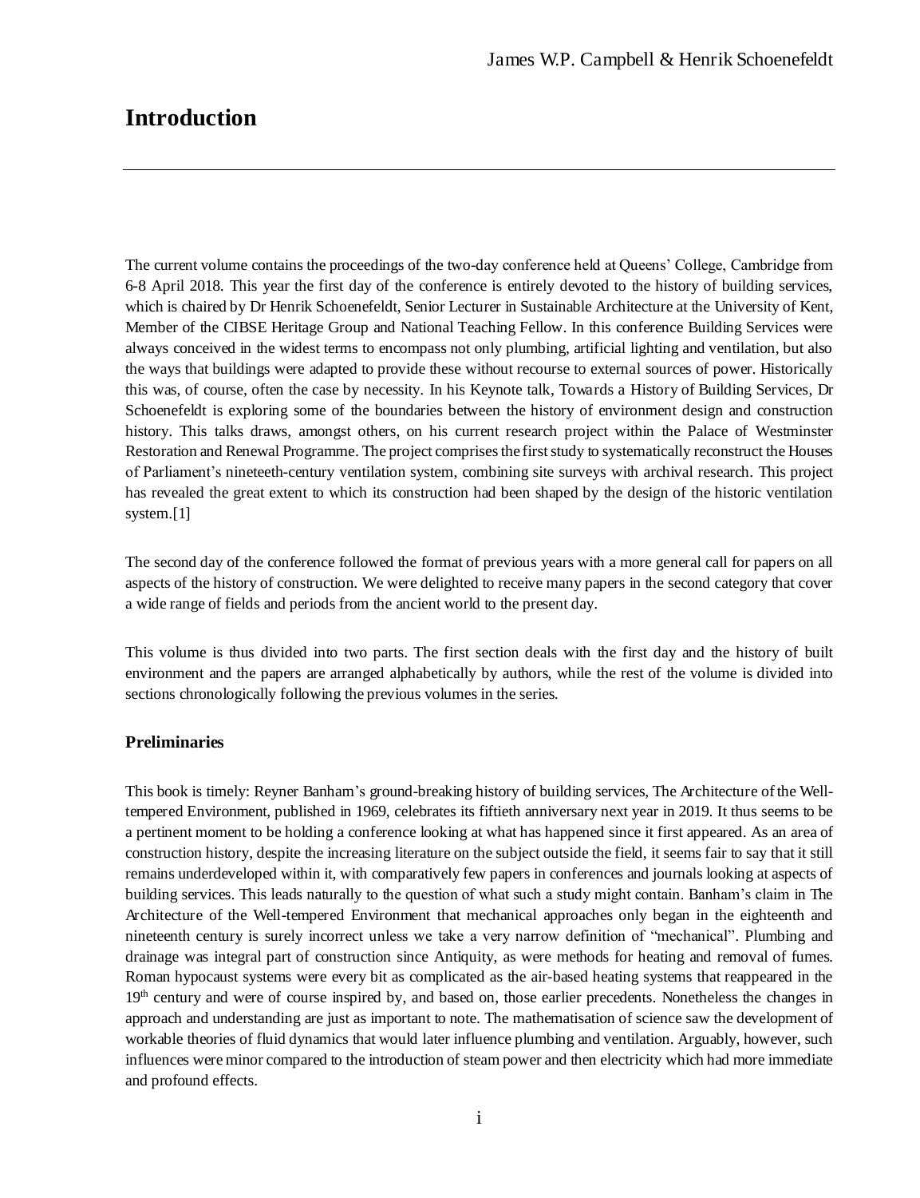# Introduction

The current volume contains the proceedings of the two-day conference held at Queens' College, Cambridge from 6-8 April 2018. This year the first day of the conference is entirely devoted to the history of building services, which is chaired by Dr Henrik Schoenefeldt, Senior Lecturer in Sustainable Architecture at the University of Kent, Member of the CIBSE Heritage Group and National Teaching Fellow. In this conference Building Services were always conceived in the widest terms to encompass not only plumbing, artificial lighting and ventilation, but also the ways that buildings were adapted to provide these without recourse to external sources of power. Historically this was, of course, often the case by necessity. In his Keynote talk, Towards a History of Building Services, Dr Schoenefeldt is exploring some of the boundaries between the history of environment design and construction history. This talks draws, amongst others, on his current research project within the Palace of Westminster Restoration and Renewal Programme. The project comprises the first study to systematically reconstruct the Houses of Parliament's nineteeth-century ventilation system, combining site surveys with archival research. This project has revealed the great extent to which its construction had been shaped by the design of the historic ventilation system.[1]

The second day of the conference followed the format of previous years with a more general call for papers on all aspects of the history of construction. We were delighted to receive many papers in the second category that cover a wide range of fields and periods from the ancient world to the present day.

This volume is thus divided into two parts. The first section deals with the first day and the history of built environment and the papers are arranged alphabetically by authors, while the rest of the volume is divided into sections chronologically following the previous volumes in the series.

### Preliminaries

This book is timely: Reyner Banham's ground-breaking history of building services, The Architecture of the Well-tempered Environment, published in 1969, celebrates its fiftieth anniversary next year in 2019. It thus seems to be a pertinent moment to be holding a conference looking at what has happened since it first appeared. As an area of construction history, despite the increasing literature on the subject outside the field, it seems fair to say that it still remains underdeveloped within it, with comparatively few papers in conferences and journals looking at aspects of building services. This leads naturally to the question of what such a study might contain. Banham's claim in The Architecture of the Well-tempered Environment that mechanical approaches only began in the eighteenth and nineteenth century is surely incorrect unless we take a very narrow definition of "mechanical". Plumbing and drainage was integral part of construction since Antiquity, as were methods for heating and removal of fumes. Roman hypocaust systems were every bit as complicated as the air-based heating systems that reappeared in the 19th century and were of course inspired by, and based on, those earlier precedents. Nonetheless the changes in approach and understanding are just as important to note. The mathematisation of science saw the development of workable theories of fluid dynamics that would later influence plumbing and ventilation. Arguably, however, such influences were minor compared to the introduction of steam power and then electricity which had more immediate and profound effects.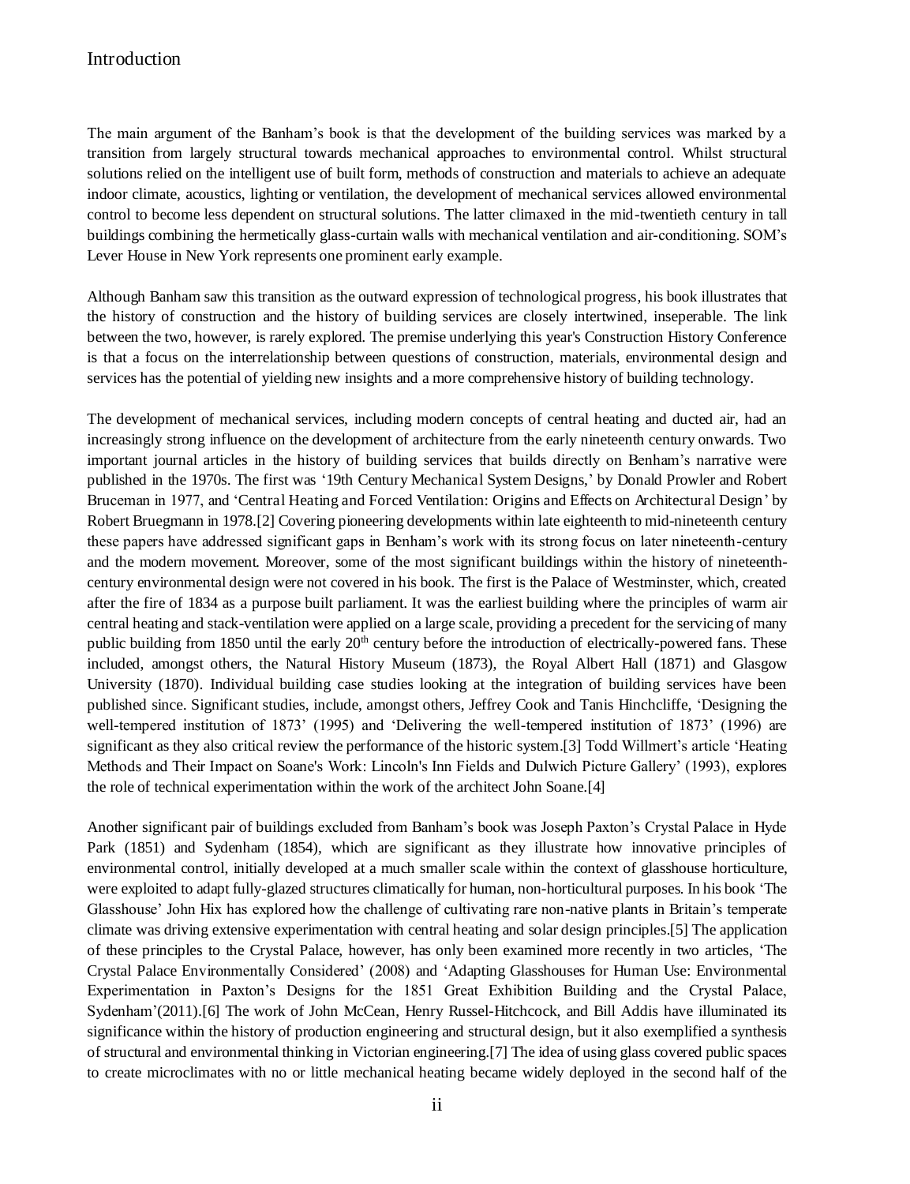# Introduction

The main argument of the Banham's book is that the development of the building services was marked by a transition from largely structural towards mechanical approaches to environmental control. Whilst structural solutions relied on the intelligent use of built form, methods of construction and materials to achieve an adequate indoor climate, acoustics, lighting or ventilation, the development of mechanical services allowed environmental control to become less dependent on structural solutions. The latter climaxed in the mid-twentieth century in tall buildings combining the hermetically glass-curtain walls with mechanical ventilation and air-conditioning. SOM's Lever House in New York represents one prominent early example.

Although Banham saw this transition as the outward expression of technological progress, his book illustrates that the history of construction and the history of building services are closely intertwined, inseperable. The link between the two, however, is rarely explored. The premise underlying this year's Construction History Conference is that a focus on the interrelationship between questions of construction, materials, environmental design and services has the potential of yielding new insights and a more comprehensive history of building technology.

The development of mechanical services, including modern concepts of central heating and ducted air, had an increasingly strong influence on the development of architecture from the early nineteenth century onwards. Two important journal articles in the history of building services that builds directly on Benham's narrative were published in the 1970s. The first was '19th Century Mechanical System Designs,' by Donald Prowler and Robert Bruceman in 1977, and 'Central Heating and Forced Ventilation: Origins and Effects on Architectural Design' by Robert Bruegmann in 1978.[2] Covering pioneering developments within late eighteenth to mid-nineteenth century these papers have addressed significant gaps in Benham's work with its strong focus on later nineteenth-century and the modern movement. Moreover, some of the most significant buildings within the history of nineteenth-century environmental design were not covered in his book. The first is the Palace of Westminster, which, created after the fire of 1834 as a purpose built parliament. It was the earliest building where the principles of warm air central heating and stack-ventilation were applied on a large scale, providing a precedent for the servicing of many public building from 1850 until the early 20th century before the introduction of electrically-powered fans. These included, amongst others, the Natural History Museum (1873), the Royal Albert Hall (1871) and Glasgow University (1870). Individual building case studies looking at the integration of building services have been published since. Significant studies, include, amongst others, Jeffrey Cook and Tanis Hinchcliffe, 'Designing the well-tempered institution of 1873' (1995) and 'Delivering the well-tempered institution of 1873' (1996) are significant as they also critical review the performance of the historic system.[3] Todd Willmert's article 'Heating Methods and Their Impact on Soane's Work: Lincoln's Inn Fields and Dulwich Picture Gallery' (1993), explores the role of technical experimentation within the work of the architect John Soane.[4]

Another significant pair of buildings excluded from Banham's book was Joseph Paxton's Crystal Palace in Hyde Park (1851) and Sydenham (1854), which are significant as they illustrate how innovative principles of environmental control, initially developed at a much smaller scale within the context of glasshouse horticulture, were exploited to adapt fully-glazed structures climatically for human, non-horticultural purposes. In his book 'The Glasshouse' John Hix has explored how the challenge of cultivating rare non-native plants in Britain's temperate climate was driving extensive experimentation with central heating and solar design principles.[5] The application of these principles to the Crystal Palace, however, has only been examined more recently in two articles, 'The Crystal Palace Environmentally Considered' (2008) and 'Adapting Glasshouses for Human Use: Environmental Experimentation in Paxton's Designs for the 1851 Great Exhibition Building and the Crystal Palace, Sydenham'(2011).[6] The work of John McCean, Henry Russel-Hitchcock, and Bill Addis have illuminated its significance within the history of production engineering and structural design, but it also exemplified a synthesis of structural and environmental thinking in Victorian engineering.[7] The idea of using glass covered public spaces to create microclimates with no or little mechanical heating became widely deployed in the second half of the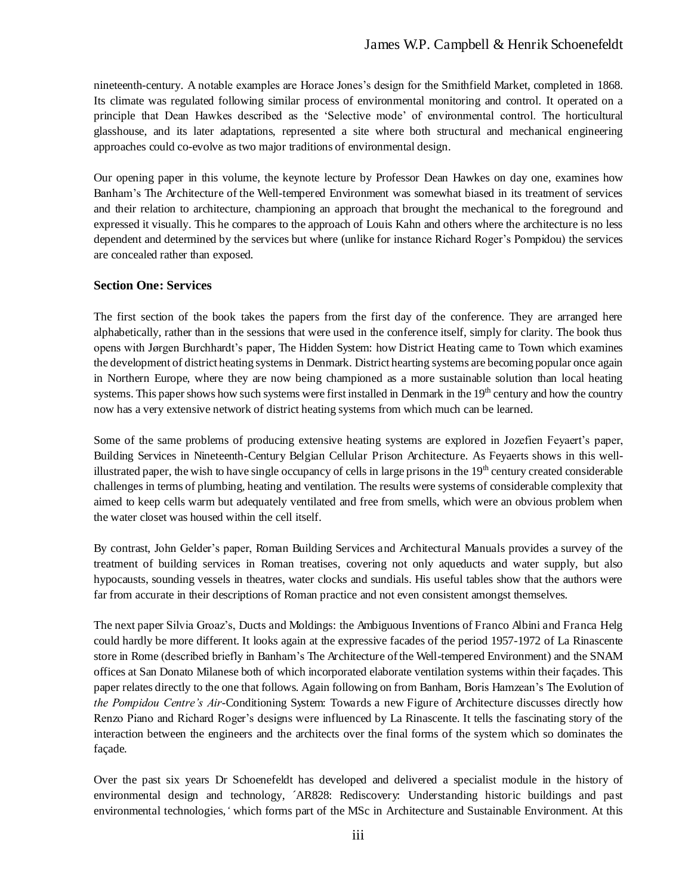nineteenth-century. A notable examples are Horace Jones's design for the Smithfield Market, completed in 1868. Its climate was regulated following similar process of environmental monitoring and control. It operated on a principle that Dean Hawkes described as the 'Selective mode' of environmental control. The horticultural glasshouse, and its later adaptations, represented a site where both structural and mechanical engineering approaches could co-evolve as two major traditions of environmental design.

Our opening paper in this volume, the keynote lecture by Professor Dean Hawkes on day one, examines how Banham's The Architecture of the Well-tempered Environment was somewhat biased in its treatment of services and their relation to architecture, championing an approach that brought the mechanical to the foreground and expressed it visually. This he compares to the approach of Louis Kahn and others where the architecture is no less dependent and determined by the services but where (unlike for instance Richard Roger's Pompidou) the services are concealed rather than exposed.

### Section One: Services

The first section of the book takes the papers from the first day of the conference. They are arranged here alphabetically, rather than in the sessions that were used in the conference itself, simply for clarity. The book thus opens with Jørgen Burchhardt's paper, The Hidden System: how District Heating came to Town which examines the development of district heating systems in Denmark. District hearting systems are becoming popular once again in Northern Europe, where they are now being championed as a more sustainable solution than local heating systems. This paper shows how such systems were first installed in Denmark in the 19th century and how the country now has a very extensive network of district heating systems from which much can be learned.

Some of the same problems of producing extensive heating systems are explored in Jozefien Feyaert's paper, Building Services in Nineteenth-Century Belgian Cellular Prison Architecture. As Feyaerts shows in this well-illustrated paper, the wish to have single occupancy of cells in large prisons in the 19th century created considerable challenges in terms of plumbing, heating and ventilation. The results were systems of considerable complexity that aimed to keep cells warm but adequately ventilated and free from smells, which were an obvious problem when the water closet was housed within the cell itself.

By contrast, John Gelder's paper, Roman Building Services and Architectural Manuals provides a survey of the treatment of building services in Roman treatises, covering not only aqueducts and water supply, but also hypocausts, sounding vessels in theatres, water clocks and sundials. His useful tables show that the authors were far from accurate in their descriptions of Roman practice and not even consistent amongst themselves.

The next paper Silvia Groaz's, Ducts and Moldings: the Ambiguous Inventions of Franco Albini and Franca Helg could hardly be more different. It looks again at the expressive facades of the period 1957-1972 of La Rinascente store in Rome (described briefly in Banham's The Architecture of the Well-tempered Environment) and the SNAM offices at San Donato Milanese both of which incorporated elaborate ventilation systems within their façades. This paper relates directly to the one that follows. Again following on from Banham, Boris Hamzean's The Evolution of *the Pompidou Centre's Air*-Conditioning System: Towards a new Figure of Architecture discusses directly how Renzo Piano and Richard Roger's designs were influenced by La Rinascente. It tells the fascinating story of the interaction between the engineers and the architects over the final forms of the system which so dominates the façade.

Over the past six years Dr Schoenefeldt has developed and delivered a specialist module in the history of environmental design and technology, ´AR828: Rediscovery: Understanding historic buildings and past environmental technologies,' which forms part of the MSc in Architecture and Sustainable Environment. At this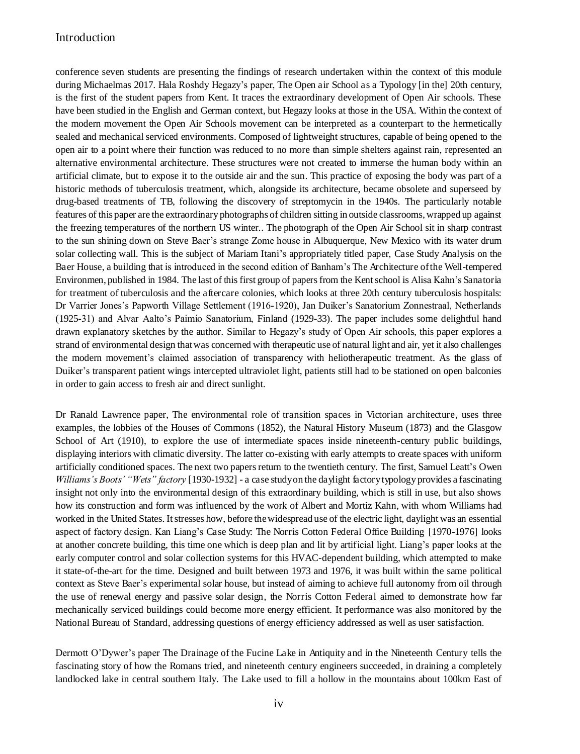conference seven students are presenting the findings of research undertaken within the context of this module during Michaelmas 2017. Hala Roshdy Hegazy's paper, The Open air School as a Typology [in the] 20th century, is the first of the student papers from Kent. It traces the extraordinary development of Open Air schools. These have been studied in the English and German context, but Hegazy looks at those in the USA. Within the context of the modern movement the Open Air Schools movement can be interpreted as a counterpart to the hermetically sealed and mechanical serviced environments. Composed of lightweight structures, capable of being opened to the open air to a point where their function was reduced to no more than simple shelters against rain, represented an alternative environmental architecture. These structures were not created to immerse the human body within an artificial climate, but to expose it to the outside air and the sun. This practice of exposing the body was part of a historic methods of tuberculosis treatment, which, alongside its architecture, became obsolete and superseed by drug-based treatments of TB, following the discovery of streptomycin in the 1940s. The particularly notable features of this paper are the extraordinary photographs of children sitting in outside classrooms, wrapped up against the freezing temperatures of the northern US winter.. The photograph of the Open Air School sit in sharp contrast to the sun shining down on Steve Baer's strange Zome house in Albuquerque, New Mexico with its water drum solar collecting wall. This is the subject of Mariam Itani's appropriately titled paper, Case Study Analysis on the Baer House, a building that is introduced in the second edition of Banham's The Architecture of the Well-tempered Environmen, published in 1984. The last of this first group of papers from the Kent school is Alisa Kahn's Sanatoria for treatment of tuberculosis and the aftercare colonies, which looks at three 20th century tuberculosis hospitals: Dr Varrier Jones's Papworth Village Settlement (1916-1920), Jan Duiker's Sanatorium Zonnestraal, Netherlands (1925-31) and Alvar Aalto's Paimio Sanatorium, Finland (1929-33). The paper includes some delightful hand drawn explanatory sketches by the author. Similar to Hegazy's study of Open Air schools, this paper explores a strand of environmental design that was concerned with therapeutic use of natural light and air, yet it also challenges the modern movement's claimed association of transparency with heliotherapeutic treatment. As the glass of Duiker's transparent patient wings intercepted ultraviolet light, patients still had to be stationed on open balconies in order to gain access to fresh air and direct sunlight.

Dr Ranald Lawrence paper, The environmental role of transition spaces in Victorian architecture, uses three examples, the lobbies of the Houses of Commons (1852), the Natural History Museum (1873) and the Glasgow School of Art (1910), to explore the use of intermediate spaces inside nineteenth-century public buildings, displaying interiors with climatic diversity. The latter co-existing with early attempts to create spaces with uniform artificially conditioned spaces. The next two papers return to the twentieth century. The first, Samuel Leatt's Owen *Williams's Boots' "Wets" factory* [1930-1932] - a case study on the daylight factory typology provides a fascinating insight not only into the environmental design of this extraordinary building, which is still in use, but also shows how its construction and form was influenced by the work of Albert and Mortiz Kahn, with whom Williams had worked in the United States. It stresses how, before the widespread use of the electric light, daylight was an essential aspect of factory design. Kan Liang's Case Study: The Norris Cotton Federal Office Building [1970-1976] looks at another concrete building, this time one which is deep plan and lit by artificial light. Liang's paper looks at the early computer control and solar collection systems for this HVAC-dependent building, which attempted to make it state-of-the-art for the time. Designed and built between 1973 and 1976, it was built within the same political context as Steve Baer's experimental solar house, but instead of aiming to achieve full autonomy from oil through the use of renewal energy and passive solar design, the Norris Cotton Federal aimed to demonstrate how far mechanically serviced buildings could become more energy efficient. It performance was also monitored by the National Bureau of Standard, addressing questions of energy efficiency addressed as well as user satisfaction.

Dermott O'Dywer's paper The Drainage of the Fucine Lake in Antiquity and in the Nineteenth Century tells the fascinating story of how the Romans tried, and nineteenth century engineers succeeded, in draining a completely landlocked lake in central southern Italy. The Lake used to fill a hollow in the mountains about 100km East of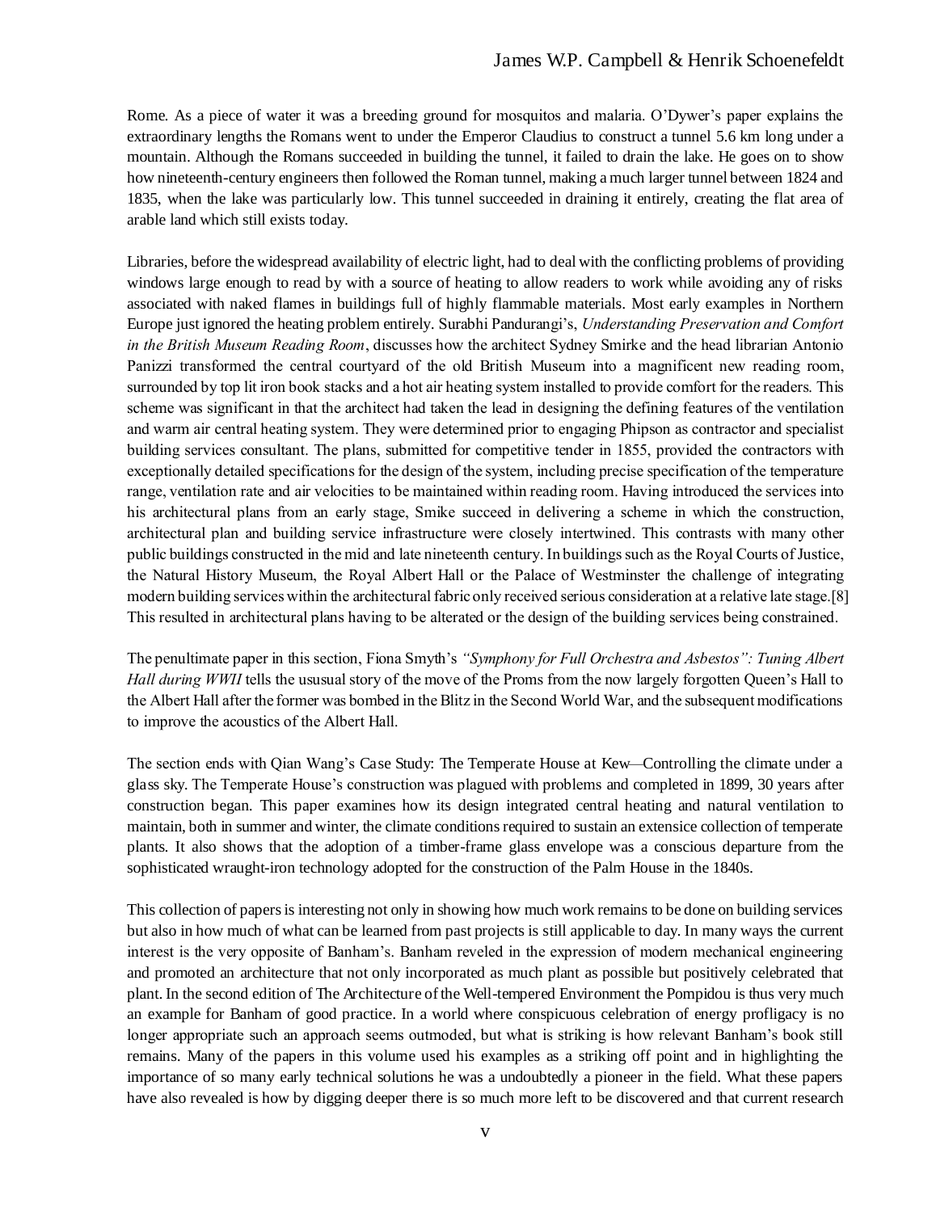Rome. As a piece of water it was a breeding ground for mosquitos and malaria. O'Dywer's paper explains the extraordinary lengths the Romans went to under the Emperor Claudius to construct a tunnel 5.6 km long under a mountain. Although the Romans succeeded in building the tunnel, it failed to drain the lake. He goes on to show how nineteenth-century engineers then followed the Roman tunnel, making a much larger tunnel between 1824 and 1835, when the lake was particularly low. This tunnel succeeded in draining it entirely, creating the flat area of arable land which still exists today.

Libraries, before the widespread availability of electric light, had to deal with the conflicting problems of providing windows large enough to read by with a source of heating to allow readers to work while avoiding any of risks associated with naked flames in buildings full of highly flammable materials. Most early examples in Northern Europe just ignored the heating problem entirely. Surabhi Pandurangi's, *Understanding Preservation and Comfort in the British Museum Reading Room*, discusses how the architect Sydney Smirke and the head librarian Antonio Panizzi transformed the central courtyard of the old British Museum into a magnificent new reading room, surrounded by top lit iron book stacks and a hot air heating system installed to provide comfort for the readers. This scheme was significant in that the architect had taken the lead in designing the defining features of the ventilation and warm air central heating system. They were determined prior to engaging Phipson as contractor and specialist building services consultant. The plans, submitted for competitive tender in 1855, provided the contractors with exceptionally detailed specifications for the design of the system, including precise specification of the temperature range, ventilation rate and air velocities to be maintained within reading room. Having introduced the services into his architectural plans from an early stage, Smike succeed in delivering a scheme in which the construction, architectural plan and building service infrastructure were closely intertwined. This contrasts with many other public buildings constructed in the mid and late nineteenth century. In buildings such as the Royal Courts of Justice, the Natural History Museum, the Royal Albert Hall or the Palace of Westminster the challenge of integrating modern building services within the architectural fabric only received serious consideration at a relative late stage.[8] This resulted in architectural plans having to be altered or the design of the building services being constrained.

The penultimate paper in this section, Fiona Smyth's *"Symphony for Full Orchestra and Asbestos": Tuning Albert Hall during WWII* tells the ususual story of the move of the Proms from the now largely forgotten Queen's Hall to the Albert Hall after the former was bombed in the Blitz in the Second World War, and the subsequent modifications to improve the acoustics of the Albert Hall.

The section ends with Qian Wang's Case Study: The Temperate House at Kew—Controlling the climate under a glass sky. The Temperate House's construction was plagued with problems and completed in 1899, 30 years after construction began. This paper examines how its design integrated central heating and natural ventilation to maintain, both in summer and winter, the climate conditions required to sustain an extensice collection of temperate plants. It also shows that the adoption of a timber-frame glass envelope was a conscious departure from the sophisticated wraught-iron technology adopted for the construction of the Palm House in the 1840s.

This collection of papers is interesting not only in showing how much work remains to be done on building services but also in how much of what can be learned from past projects is still applicable to day. In many ways the current interest is the very opposite of Banham's. Banham reveled in the expression of modern mechanical engineering and promoted an architecture that not only incorporated as much plant as possible but positively celebrated that plant. In the second edition of The Architecture of the Well-tempered Environment the Pompidou is thus very much an example for Banham of good practice. In a world where conspicuous celebration of energy profligacy is no longer appropriate such an approach seems outmoded, but what is striking is how relevant Banham's book still remains. Many of the papers in this volume used his examples as a striking off point and in highlighting the importance of so many early technical solutions he was a undoubtedly a pioneer in the field. What these papers have also revealed is how by digging deeper there is so much more left to be discovered and that current research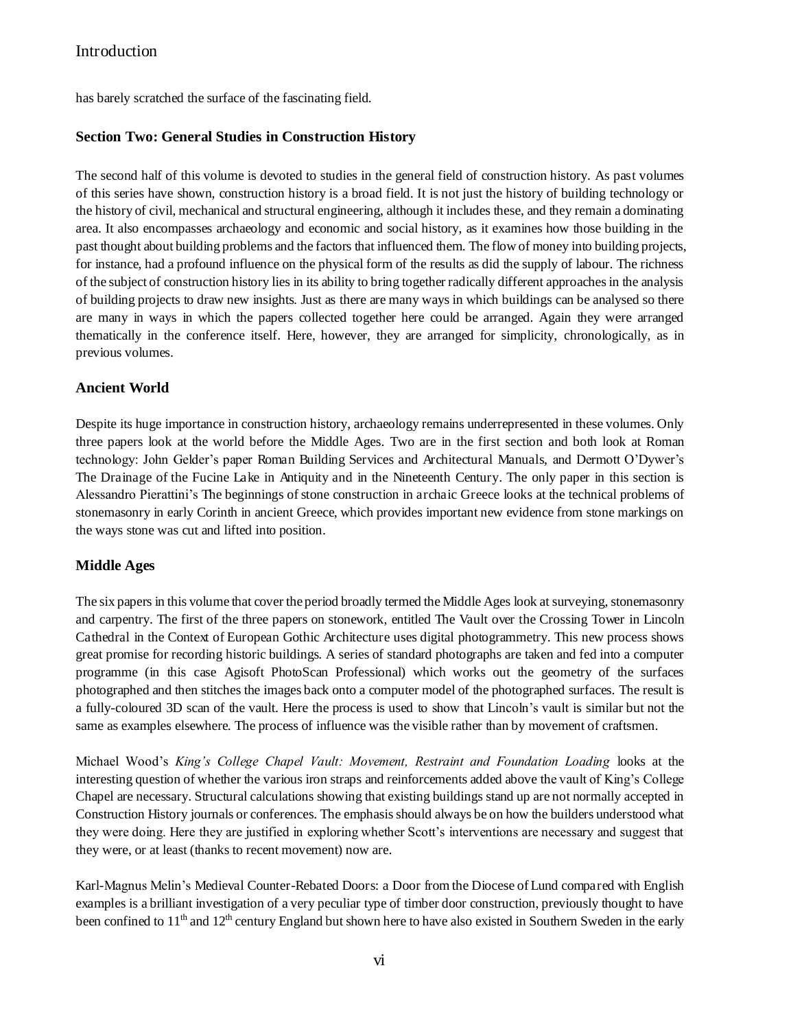has barely scratched the surface of the fascinating field.

### Section Two: General Studies in Construction History

The second half of this volume is devoted to studies in the general field of construction history. As past volumes of this series have shown, construction history is a broad field. It is not just the history of building technology or the history of civil, mechanical and structural engineering, although it includes these, and they remain a dominating area. It also encompasses archaeology and economic and social history, as it examines how those building in the past thought about building problems and the factors that influenced them. The flow of money into building projects, for instance, had a profound influence on the physical form of the results as did the supply of labour. The richness of the subject of construction history lies in its ability to bring together radically different approaches in the analysis of building projects to draw new insights. Just as there are many ways in which buildings can be analysed so there are many in ways in which the papers collected together here could be arranged. Again they were arranged thematically in the conference itself. Here, however, they are arranged for simplicity, chronologically, as in previous volumes.

### Ancient World

Despite its huge importance in construction history, archaeology remains underrepresented in these volumes. Only three papers look at the world before the Middle Ages. Two are in the first section and both look at Roman technology: John Gelder's paper Roman Building Services and Architectural Manuals, and Dermott O'Dywer's The Drainage of the Fucine Lake in Antiquity and in the Nineteenth Century. The only paper in this section is Alessandro Pierattini's The beginnings of stone construction in archaic Greece looks at the technical problems of stonemasonry in early Corinth in ancient Greece, which provides important new evidence from stone markings on the ways stone was cut and lifted into position.

### Middle Ages

The six papers in this volume that cover the period broadly termed the Middle Ages look at surveying, stonemasonry and carpentry. The first of the three papers on stonework, entitled The Vault over the Crossing Tower in Lincoln Cathedral in the Context of European Gothic Architecture uses digital photogrammetry. This new process shows great promise for recording historic buildings. A series of standard photographs are taken and fed into a computer programme (in this case Agisoft PhotoScan Professional) which works out the geometry of the surfaces photographed and then stitches the images back onto a computer model of the photographed surfaces. The result is a fully-coloured 3D scan of the vault. Here the process is used to show that Lincoln's vault is similar but not the same as examples elsewhere. The process of influence was the visible rather than by movement of craftsmen.

Michael Wood's *King's College Chapel Vault: Movement, Restraint and Foundation Loading* looks at the interesting question of whether the various iron straps and reinforcements added above the vault of King's College Chapel are necessary. Structural calculations showing that existing buildings stand up are not normally accepted in Construction History journals or conferences. The emphasis should always be on how the builders understood what they were doing. Here they are justified in exploring whether Scott's interventions are necessary and suggest that they were, or at least (thanks to recent movement) now are.

Karl-Magnus Melin's Medieval Counter-Rebated Doors: a Door from the Diocese of Lund compared with English examples is a brilliant investigation of a very peculiar type of timber door construction, previously thought to have been confined to 11th and 12th century England but shown here to have also existed in Southern Sweden in the early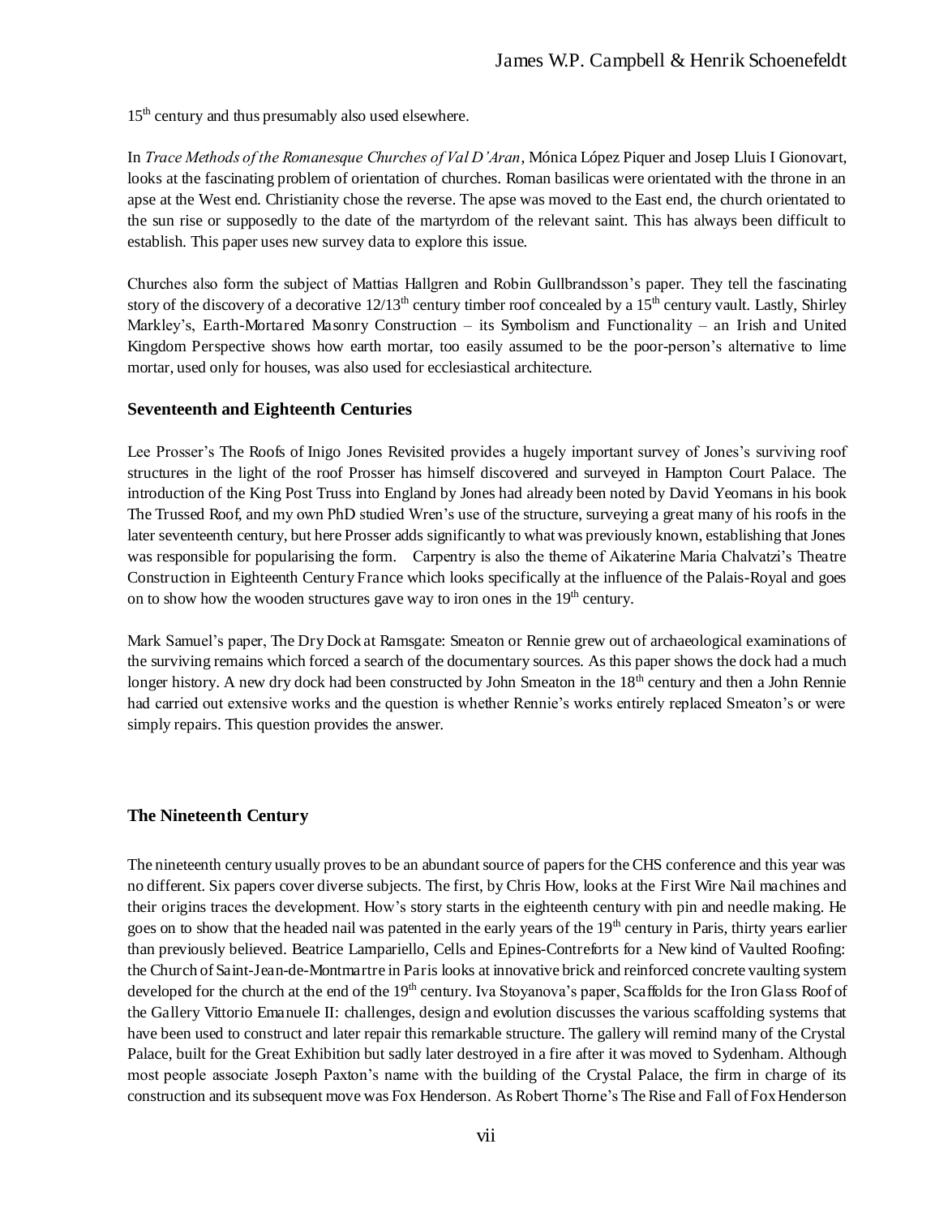15th century and thus presumably also used elsewhere.

In *Trace Methods of the Romanesque Churches of Val D'Aran*, Mónica López Piquer and Josep Lluis I Gionovart, looks at the fascinating problem of orientation of churches. Roman basilicas were orientated with the throne in an apse at the West end. Christianity chose the reverse. The apse was moved to the East end, the church orientated to the sun rise or supposedly to the date of the martyrdom of the relevant saint. This has always been difficult to establish. This paper uses new survey data to explore this issue.

Churches also form the subject of Mattias Hallgren and Robin Gullbrandsson's paper. They tell the fascinating story of the discovery of a decorative 12/13th century timber roof concealed by a 15th century vault. Lastly, Shirley Markley's, Earth-Mortared Masonry Construction – its Symbolism and Functionality – an Irish and United Kingdom Perspective shows how earth mortar, too easily assumed to be the poor-person's alternative to lime mortar, used only for houses, was also used for ecclesiastical architecture.

### Seventeenth and Eighteenth Centuries

Lee Prosser's The Roofs of Inigo Jones Revisited provides a hugely important survey of Jones's surviving roof structures in the light of the roof Prosser has himself discovered and surveyed in Hampton Court Palace. The introduction of the King Post Truss into England by Jones had already been noted by David Yeomans in his book The Trussed Roof, and my own PhD studied Wren's use of the structure, surveying a great many of his roofs in the later seventeenth century, but here Prosser adds significantly to what was previously known, establishing that Jones was responsible for popularising the form. Carpentry is also the theme of Aikaterine Maria Chalvatzi's Theatre Construction in Eighteenth Century France which looks specifically at the influence of the Palais-Royal and goes on to show how the wooden structures gave way to iron ones in the 19th century.

Mark Samuel's paper, The Dry Dock at Ramsgate: Smeaton or Rennie grew out of archaeological examinations of the surviving remains which forced a search of the documentary sources. As this paper shows the dock had a much longer history. A new dry dock had been constructed by John Smeaton in the 18th century and then a John Rennie had carried out extensive works and the question is whether Rennie's works entirely replaced Smeaton's or were simply repairs. This question provides the answer.

### The Nineteenth Century

The nineteenth century usually proves to be an abundant source of papers for the CHS conference and this year was no different. Six papers cover diverse subjects. The first, by Chris How, looks at the First Wire Nail machines and their origins traces the development. How's story starts in the eighteenth century with pin and needle making. He goes on to show that the headed nail was patented in the early years of the 19th century in Paris, thirty years earlier than previously believed. Beatrice Lampariello, Cells and Epines-Contreforts for a New kind of Vaulted Roofing: the Church of Saint-Jean-de-Montmartre in Paris looks at innovative brick and reinforced concrete vaulting system developed for the church at the end of the 19th century. Iva Stoyanova's paper, Scaffolds for the Iron Glass Roof of the Gallery Vittorio Emanuele II: challenges, design and evolution discusses the various scaffolding systems that have been used to construct and later repair this remarkable structure. The gallery will remind many of the Crystal Palace, built for the Great Exhibition but sadly later destroyed in a fire after it was moved to Sydenham. Although most people associate Joseph Paxton's name with the building of the Crystal Palace, the firm in charge of its construction and its subsequent move was Fox Henderson. As Robert Thorne's The Rise and Fall of Fox Henderson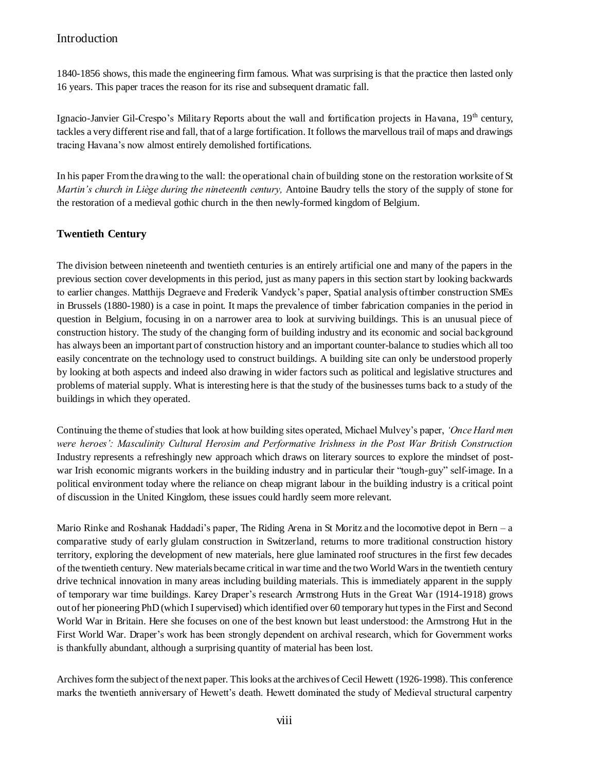1840-1856 shows, this made the engineering firm famous. What was surprising is that the practice then lasted only 16 years. This paper traces the reason for its rise and subsequent dramatic fall.

Ignacio-Janvier Gil-Crespo's Military Reports about the wall and fortification projects in Havana, 19th century, tackles a very different rise and fall, that of a large fortification. It follows the marvellous trail of maps and drawings tracing Havana's now almost entirely demolished fortifications.

In his paper From the drawing to the wall: the operational chain of building stone on the restoration worksite of St *Martin's church in Liège during the nineteenth century,* Antoine Baudry tells the story of the supply of stone for the restoration of a medieval gothic church in the then newly-formed kingdom of Belgium.

### Twentieth Century

The division between nineteenth and twentieth centuries is an entirely artificial one and many of the papers in the previous section cover developments in this period, just as many papers in this section start by looking backwards to earlier changes. Matthijs Degraeve and Frederik Vandyck's paper, Spatial analysis of timber construction SMEs in Brussels (1880-1980) is a case in point. It maps the prevalence of timber fabrication companies in the period in question in Belgium, focusing in on a narrower area to look at surviving buildings. This is an unusual piece of construction history. The study of the changing form of building industry and its economic and social background has always been an important part of construction history and an important counter-balance to studies which all too easily concentrate on the technology used to construct buildings. A building site can only be understood properly by looking at both aspects and indeed also drawing in wider factors such as political and legislative structures and problems of material supply. What is interesting here is that the study of the businesses turns back to a study of the buildings in which they operated.

Continuing the theme of studies that look at how building sites operated, Michael Mulvey's paper, *'Once Hard men were heroes': Masculinity Cultural Herosim and Performative Irishness in the Post War British Construction* Industry represents a refreshingly new approach which draws on literary sources to explore the mindset of post-war Irish economic migrants workers in the building industry and in particular their "tough-guy" self-image. In a political environment today where the reliance on cheap migrant labour in the building industry is a critical point of discussion in the United Kingdom, these issues could hardly seem more relevant.

Mario Rinke and Roshanak Haddadi's paper, The Riding Arena in St Moritz and the locomotive depot in Bern – a comparative study of early glulam construction in Switzerland, returns to more traditional construction history territory, exploring the development of new materials, here glue laminated roof structures in the first few decades of the twentieth century. New materials became critical in war time and the two World Wars in the twentieth century drive technical innovation in many areas including building materials. This is immediately apparent in the supply of temporary war time buildings. Karey Draper's research Armstrong Huts in the Great War (1914-1918) grows out of her pioneering PhD (which I supervised) which identified over 60 temporary hut types in the First and Second World War in Britain. Here she focuses on one of the best known but least understood: the Armstrong Hut in the First World War. Draper's work has been strongly dependent on archival research, which for Government works is thankfully abundant, although a surprising quantity of material has been lost.

Archives form the subject of the next paper. This looks at the archives of Cecil Hewett (1926-1998). This conference marks the twentieth anniversary of Hewett's death. Hewett dominated the study of Medieval structural carpentry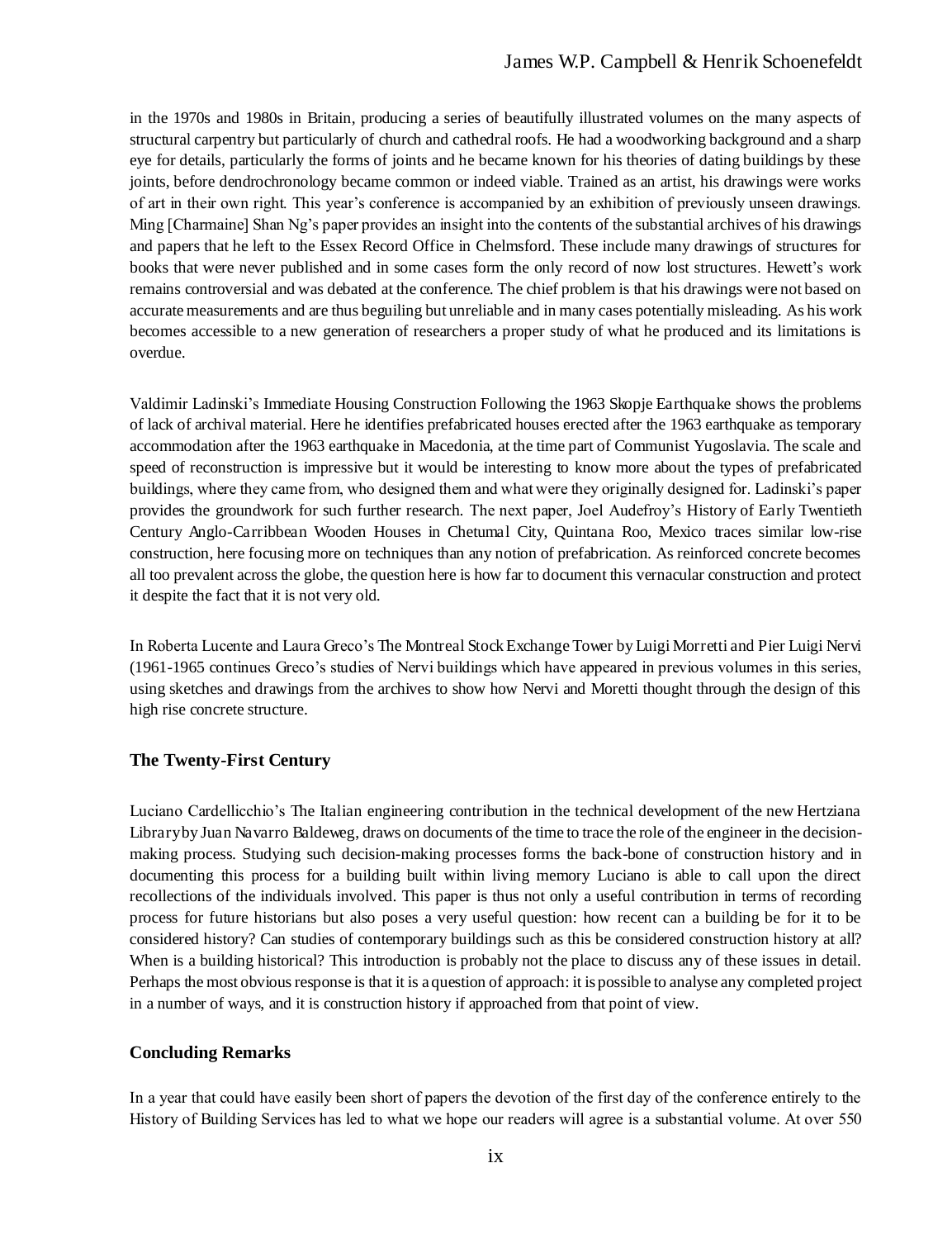in the 1970s and 1980s in Britain, producing a series of beautifully illustrated volumes on the many aspects of structural carpentry but particularly of church and cathedral roofs. He had a woodworking background and a sharp eye for details, particularly the forms of joints and he became known for his theories of dating buildings by these joints, before dendrochronology became common or indeed viable. Trained as an artist, his drawings were works of art in their own right. This year's conference is accompanied by an exhibition of previously unseen drawings. Ming [Charmaine] Shan Ng's paper provides an insight into the contents of the substantial archives of his drawings and papers that he left to the Essex Record Office in Chelmsford. These include many drawings of structures for books that were never published and in some cases form the only record of now lost structures. Hewett's work remains controversial and was debated at the conference. The chief problem is that his drawings were not based on accurate measurements and are thus beguiling but unreliable and in many cases potentially misleading. As his work becomes accessible to a new generation of researchers a proper study of what he produced and its limitations is overdue.

Valdimir Ladinski's Immediate Housing Construction Following the 1963 Skopje Earthquake shows the problems of lack of archival material. Here he identifies prefabricated houses erected after the 1963 earthquake as temporary accommodation after the 1963 earthquake in Macedonia, at the time part of Communist Yugoslavia. The scale and speed of reconstruction is impressive but it would be interesting to know more about the types of prefabricated buildings, where they came from, who designed them and what were they originally designed for. Ladinski's paper provides the groundwork for such further research. The next paper, Joel Audefroy's History of Early Twentieth Century Anglo-Carribbean Wooden Houses in Chetumal City, Quintana Roo, Mexico traces similar low-rise construction, here focusing more on techniques than any notion of prefabrication. As reinforced concrete becomes all too prevalent across the globe, the question here is how far to document this vernacular construction and protect it despite the fact that it is not very old.

In Roberta Lucente and Laura Greco's The Montreal Stock Exchange Tower by Luigi Morretti and Pier Luigi Nervi (1961-1965 continues Greco's studies of Nervi buildings which have appeared in previous volumes in this series, using sketches and drawings from the archives to show how Nervi and Moretti thought through the design of this high rise concrete structure.

### The Twenty-First Century

Luciano Cardellicchio's The Italian engineering contribution in the technical development of the new Hertziana Library by Juan Navarro Baldeweg, draws on documents of the time to trace the role of the engineer in the decision-making process. Studying such decision-making processes forms the back-bone of construction history and in documenting this process for a building built within living memory Luciano is able to call upon the direct recollections of the individuals involved. This paper is thus not only a useful contribution in terms of recording process for future historians but also poses a very useful question: how recent can a building be for it to be considered history? Can studies of contemporary buildings such as this be considered construction history at all? When is a building historical? This introduction is probably not the place to discuss any of these issues in detail. Perhaps the most obvious response is that it is a question of approach: it is possible to analyse any completed project in a number of ways, and it is construction history if approached from that point of view.

### Concluding Remarks

In a year that could have easily been short of papers the devotion of the first day of the conference entirely to the History of Building Services has led to what we hope our readers will agree is a substantial volume. At over 550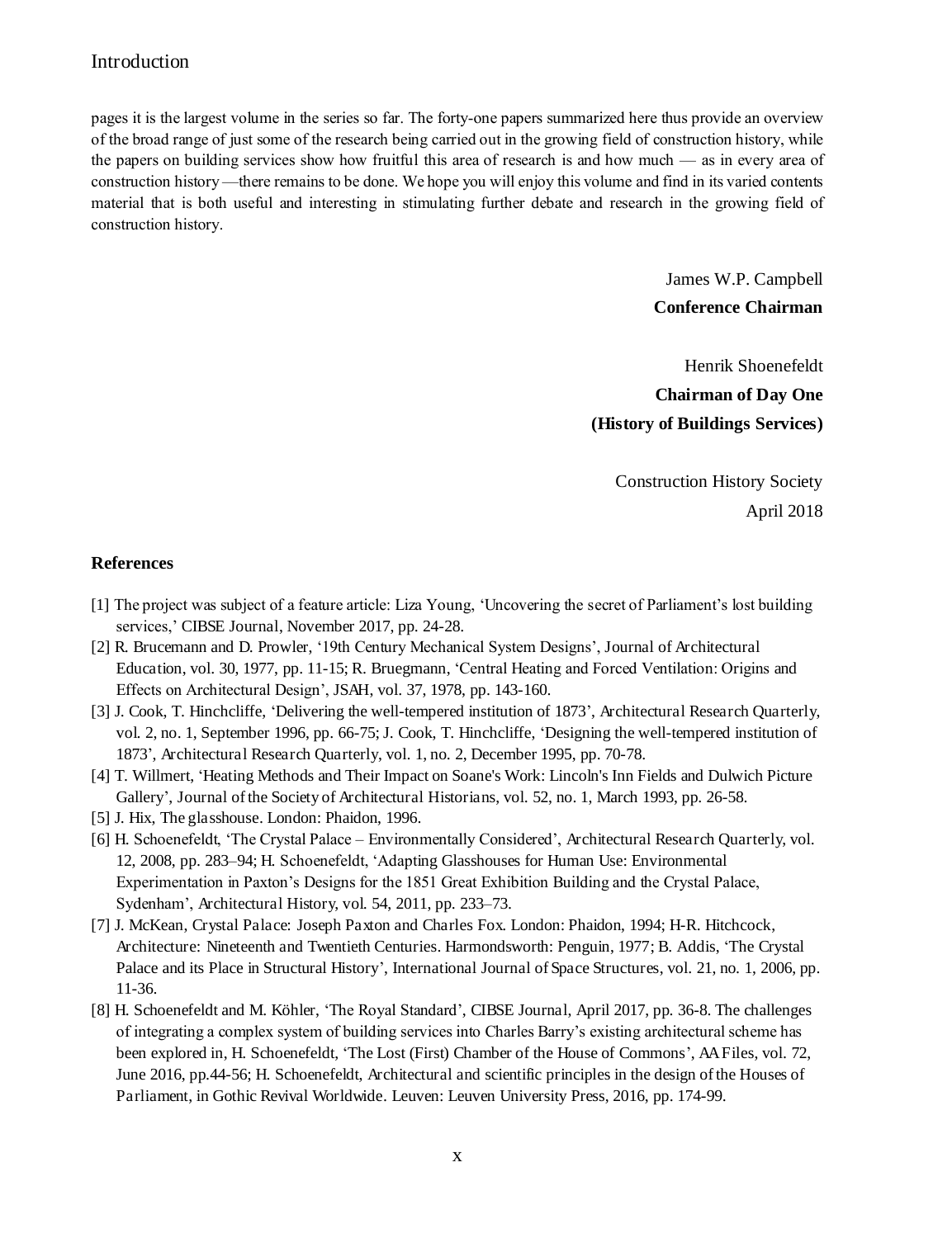pages it is the largest volume in the series so far. The forty-one papers summarized here thus provide an overview of the broad range of just some of the research being carried out in the growing field of construction history, while the papers on building services show how fruitful this area of research is and how much — as in every area of construction history —there remains to be done. We hope you will enjoy this volume and find in its varied contents material that is both useful and interesting in stimulating further debate and research in the growing field of construction history.

James W.P. Campbell
**Conference Chairman**

Henrik Shoenefeldt
**Chairman of Day One**
**(History of Buildings Services)**

Construction History Society
April 2018

### References

[1] The project was subject of a feature article: Liza Young, 'Uncovering the secret of Parliament's lost building services,' CIBSE Journal, November 2017, pp. 24-28.

[2] R. Brucemann and D. Prowler, '19th Century Mechanical System Designs', Journal of Architectural Education, vol. 30, 1977, pp. 11-15; R. Bruegmann, 'Central Heating and Forced Ventilation: Origins and Effects on Architectural Design', JSAH, vol. 37, 1978, pp. 143-160.

[3] J. Cook, T. Hinchcliffe, 'Delivering the well-tempered institution of 1873', Architectural Research Quarterly, vol. 2, no. 1, September 1996, pp. 66-75; J. Cook, T. Hinchcliffe, 'Designing the well-tempered institution of 1873', Architectural Research Quarterly, vol. 1, no. 2, December 1995, pp. 70-78.

[4] T. Willmert, 'Heating Methods and Their Impact on Soane's Work: Lincoln's Inn Fields and Dulwich Picture Gallery', Journal of the Society of Architectural Historians, vol. 52, no. 1, March 1993, pp. 26-58.

[5] J. Hix, The glasshouse. London: Phaidon, 1996.

[6] H. Schoenefeldt, 'The Crystal Palace – Environmentally Considered', Architectural Research Quarterly, vol. 12, 2008, pp. 283–94; H. Schoenefeldt, 'Adapting Glasshouses for Human Use: Environmental Experimentation in Paxton's Designs for the 1851 Great Exhibition Building and the Crystal Palace, Sydenham', Architectural History, vol. 54, 2011, pp. 233–73.

[7] J. McKean, Crystal Palace: Joseph Paxton and Charles Fox. London: Phaidon, 1994; H-R. Hitchcock, Architecture: Nineteenth and Twentieth Centuries. Harmondsworth: Penguin, 1977; B. Addis, 'The Crystal Palace and its Place in Structural History', International Journal of Space Structures, vol. 21, no. 1, 2006, pp. 11-36.

[8] H. Schoenefeldt and M. Köhler, 'The Royal Standard', CIBSE Journal, April 2017, pp. 36-8. The challenges of integrating a complex system of building services into Charles Barry's existing architectural scheme has been explored in, H. Schoenefeldt, 'The Lost (First) Chamber of the House of Commons', AA Files, vol. 72, June 2016, pp.44-56; H. Schoenefeldt, Architectural and scientific principles in the design of the Houses of Parliament, in Gothic Revival Worldwide. Leuven: Leuven University Press, 2016, pp. 174-99.